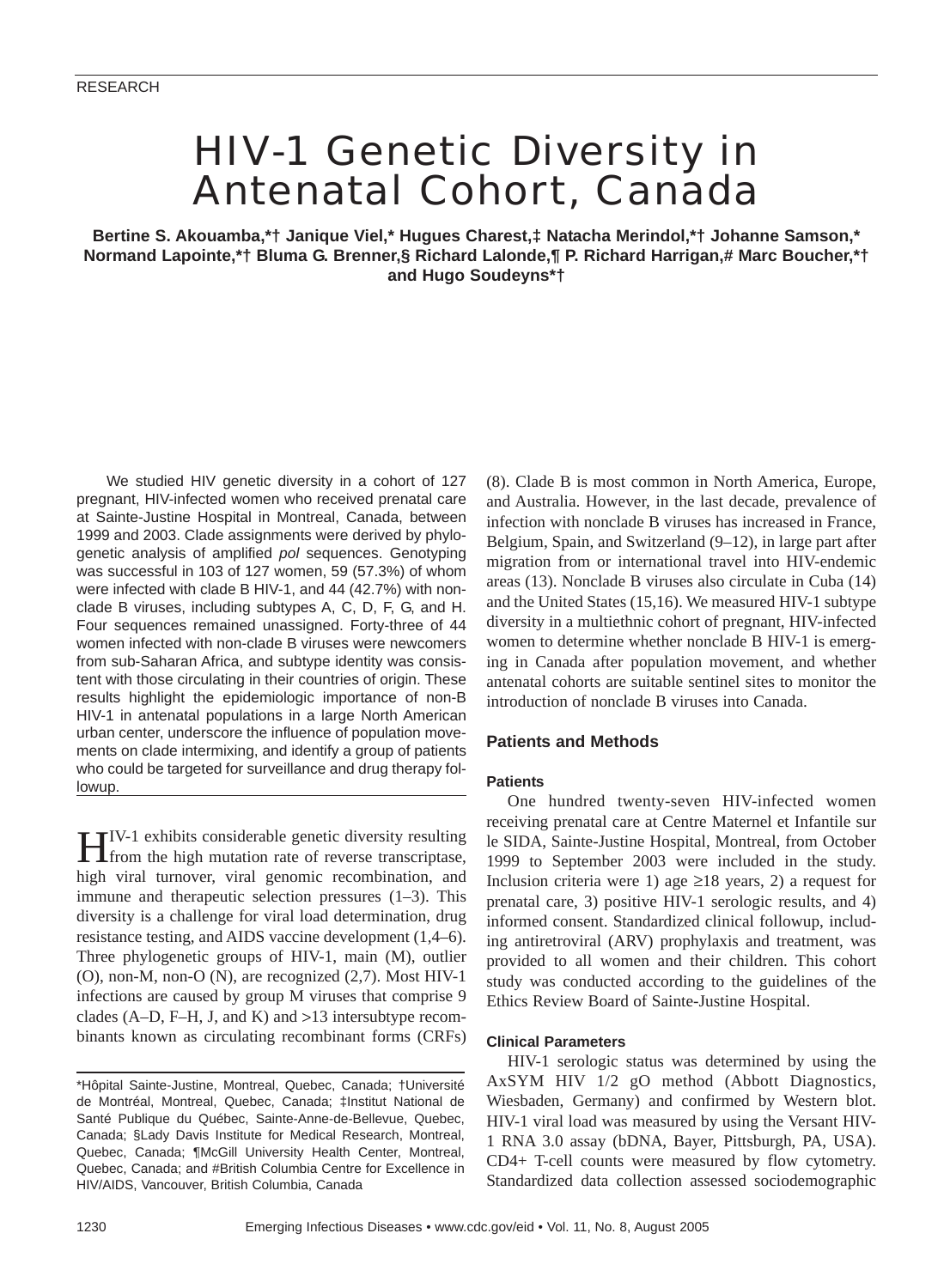RESEARCH

# HIV-1 Genetic Diversity in Antenatal Cohort, Canada

**Bertine S. Akouamba,*† Janique Viel,* Hugues Charest,‡ Natacha Merindol,*† Johanne Samson,* Normand Lapointe,*† Bluma G. Brenner,§ Richard Lalonde,¶ P. Richard Harrigan,# Marc Boucher,*† and Hugo Soudeyns*†**

We studied HIV genetic diversity in a cohort of 127 pregnant, HIV-infected women who received prenatal care at Sainte-Justine Hospital in Montreal, Canada, between 1999 and 2003. Clade assignments were derived by phylogenetic analysis of amplified *pol* sequences. Genotyping was successful in 103 of 127 women, 59 (57.3%) of whom were infected with clade B HIV-1, and 44 (42.7%) with nonclade B viruses, including subtypes A, C, D, F, G, and H. Four sequences remained unassigned. Forty-three of 44 women infected with non-clade B viruses were newcomers from sub-Saharan Africa, and subtype identity was consistent with those circulating in their countries of origin. These results highlight the epidemiologic importance of non-B HIV-1 in antenatal populations in a large North American urban center, underscore the influence of population movements on clade intermixing, and identify a group of patients who could be targeted for surveillance and drug therapy followup.

HIV-1 exhibits considerable genetic diversity resulting from the high mutation rate of reverse transcriptase, high viral turnover, viral genomic recombination, and immune and therapeutic selection pressures (1–3). This diversity is a challenge for viral load determination, drug resistance testing, and AIDS vaccine development (1,4–6). Three phylogenetic groups of HIV-1, main (M), outlier (O), non-M, non-O (N), are recognized (2,7). Most HIV-1 infections are caused by group M viruses that comprise 9 clades (A–D, F–H, J, and K) and >13 intersubtype recombinants known as circulating recombinant forms (CRFs) (8). Clade B is most common in North America, Europe, and Australia. However, in the last decade, prevalence of infection with nonclade B viruses has increased in France, Belgium, Spain, and Switzerland (9–12), in large part after migration from or international travel into HIV-endemic areas (13). Nonclade B viruses also circulate in Cuba (14) and the United States (15,16). We measured HIV-1 subtype diversity in a multiethnic cohort of pregnant, HIV-infected women to determine whether nonclade B HIV-1 is emerging in Canada after population movement, and whether antenatal cohorts are suitable sentinel sites to monitor the introduction of nonclade B viruses into Canada.

*Hôpital Sainte-Justine, Montreal, Quebec, Canada; †Université de Montréal, Montreal, Quebec, Canada; ‡Institut National de Santé Publique du Québec, Sainte-Anne-de-Bellevue, Quebec, Canada; §Lady Davis Institute for Medical Research, Montreal, Quebec, Canada; ¶McGill University Health Center, Montreal, Quebec, Canada; and #British Columbia Centre for Excellence in HIV/AIDS, Vancouver, British Columbia, Canada

## Patients and Methods

### Patients

One hundred twenty-seven HIV-infected women receiving prenatal care at Centre Maternel et Infantile sur le SIDA, Sainte-Justine Hospital, Montreal, from October 1999 to September 2003 were included in the study. Inclusion criteria were 1) age ≥18 years, 2) a request for prenatal care, 3) positive HIV-1 serologic results, and 4) informed consent. Standardized clinical followup, including antiretroviral (ARV) prophylaxis and treatment, was provided to all women and their children. This cohort study was conducted according to the guidelines of the Ethics Review Board of Sainte-Justine Hospital.

### Clinical Parameters

HIV-1 serologic status was determined by using the AxSYM HIV 1/2 gO method (Abbott Diagnostics, Wiesbaden, Germany) and confirmed by Western blot. HIV-1 viral load was measured by using the Versant HIV-1 RNA 3.0 assay (bDNA, Bayer, Pittsburgh, PA, USA). CD4+ T-cell counts were measured by flow cytometry. Standardized data collection assessed sociodemographic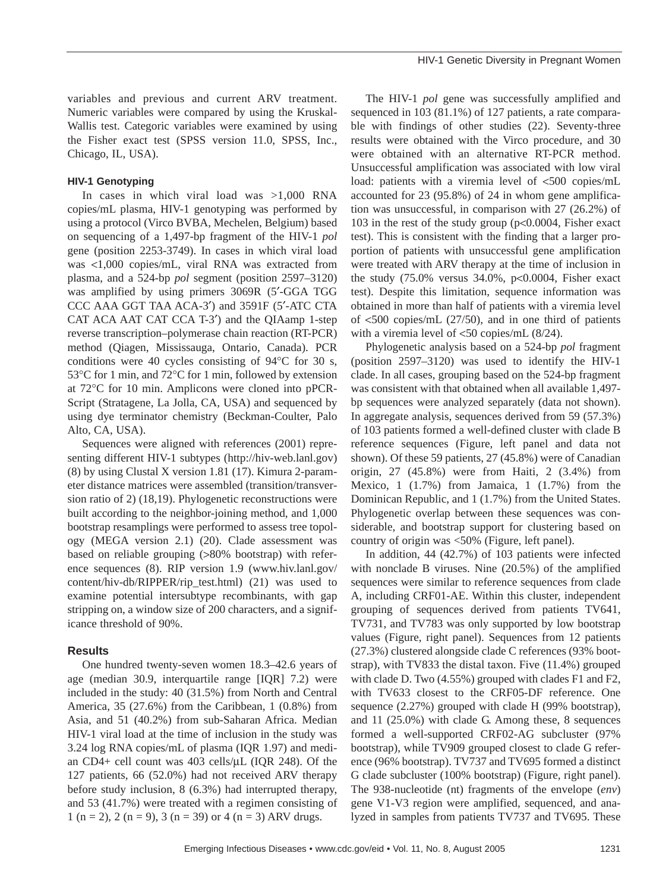variables and previous and current ARV treatment. Numeric variables were compared by using the Kruskal-Wallis test. Categoric variables were examined by using the Fisher exact test (SPSS version 11.0, SPSS, Inc., Chicago, IL, USA).

### HIV-1 Genotyping

In cases in which viral load was >1,000 RNA copies/mL plasma, HIV-1 genotyping was performed by using a protocol (Virco BVBA, Mechelen, Belgium) based on sequencing of a 1,497-bp fragment of the HIV-1 *pol* gene (position 2253-3749). In cases in which viral load was <1,000 copies/mL, viral RNA was extracted from plasma, and a 524-bp *pol* segment (position 2597–3120) was amplified by using primers 3069R (5′-GGA TGG CCC AAA GGT TAA ACA-3′) and 3591F (5′-ATC CTA CAT ACA AAT CAT CCA T-3′) and the QIAamp 1-step reverse transcription–polymerase chain reaction (RT-PCR) method (Qiagen, Mississauga, Ontario, Canada). PCR conditions were 40 cycles consisting of 94°C for 30 s, 53°C for 1 min, and 72°C for 1 min, followed by extension at 72°C for 10 min. Amplicons were cloned into pPCR-Script (Stratagene, La Jolla, CA, USA) and sequenced by using dye terminator chemistry (Beckman-Coulter, Palo Alto, CA, USA).

Sequences were aligned with references (2001) representing different HIV-1 subtypes (http://hiv-web.lanl.gov) (8) by using Clustal X version 1.81 (17). Kimura 2-parameter distance matrices were assembled (transition/transversion ratio of 2) (18,19). Phylogenetic reconstructions were built according to the neighbor-joining method, and 1,000 bootstrap resamplings were performed to assess tree topology (MEGA version 2.1) (20). Clade assessment was based on reliable grouping (>80% bootstrap) with reference sequences (8). RIP version 1.9 (www.hiv.lanl.gov/content/hiv-db/RIPPER/rip_test.html) (21) was used to examine potential intersubtype recombinants, with gap stripping on, a window size of 200 characters, and a significance threshold of 90%.

## Results

One hundred twenty-seven women 18.3–42.6 years of age (median 30.9, interquartile range [IQR] 7.2) were included in the study: 40 (31.5%) from North and Central America, 35 (27.6%) from the Caribbean, 1 (0.8%) from Asia, and 51 (40.2%) from sub-Saharan Africa. Median HIV-1 viral load at the time of inclusion in the study was 3.24 log RNA copies/mL of plasma (IQR 1.97) and median CD4+ cell count was 403 cells/µL (IQR 248). Of the 127 patients, 66 (52.0%) had not received ARV therapy before study inclusion, 8 (6.3%) had interrupted therapy, and 53 (41.7%) were treated with a regimen consisting of 1 (n = 2), 2 (n = 9), 3 (n = 39) or 4 (n = 3) ARV drugs.

The HIV-1 *pol* gene was successfully amplified and sequenced in 103 (81.1%) of 127 patients, a rate comparable with findings of other studies (22). Seventy-three results were obtained with the Virco procedure, and 30 were obtained with an alternative RT-PCR method. Unsuccessful amplification was associated with low viral load: patients with a viremia level of <500 copies/mL accounted for 23 (95.8%) of 24 in whom gene amplification was unsuccessful, in comparison with 27 (26.2%) of 103 in the rest of the study group ($p<0.0004$, Fisher exact test). This is consistent with the finding that a larger proportion of patients with unsuccessful gene amplification were treated with ARV therapy at the time of inclusion in the study (75.0% versus 34.0%, $p<0.0004$, Fisher exact test). Despite this limitation, sequence information was obtained in more than half of patients with a viremia level of <500 copies/mL (27/50), and in one third of patients with a viremia level of <50 copies/mL (8/24).

Phylogenetic analysis based on a 524-bp *pol* fragment (position 2597–3120) was used to identify the HIV-1 clade. In all cases, grouping based on the 524-bp fragment was consistent with that obtained when all available 1,497-bp sequences were analyzed separately (data not shown). In aggregate analysis, sequences derived from 59 (57.3%) of 103 patients formed a well-defined cluster with clade B reference sequences (Figure, left panel and data not shown). Of these 59 patients, 27 (45.8%) were of Canadian origin, 27 (45.8%) were from Haiti, 2 (3.4%) from Mexico, 1 (1.7%) from Jamaica, 1 (1.7%) from the Dominican Republic, and 1 (1.7%) from the United States. Phylogenetic overlap between these sequences was considerable, and bootstrap support for clustering based on country of origin was <50% (Figure, left panel).

In addition, 44 (42.7%) of 103 patients were infected with nonclade B viruses. Nine (20.5%) of the amplified sequences were similar to reference sequences from clade A, including CRF01-AE. Within this cluster, independent grouping of sequences derived from patients TV641, TV731, and TV783 was only supported by low bootstrap values (Figure, right panel). Sequences from 12 patients (27.3%) clustered alongside clade C references (93% bootstrap), with TV833 the distal taxon. Five (11.4%) grouped with clade D. Two (4.55%) grouped with clades F1 and F2, with TV633 closest to the CRF05-DF reference. One sequence (2.27%) grouped with clade H (99% bootstrap), and 11 (25.0%) with clade G. Among these, 8 sequences formed a well-supported CRF02-AG subcluster (97% bootstrap), while TV909 grouped closest to clade G reference (96% bootstrap). TV737 and TV695 formed a distinct G clade subcluster (100% bootstrap) (Figure, right panel). The 938-nucleotide (nt) fragments of the envelope (*env*) gene V1-V3 region were amplified, sequenced, and analyzed in samples from patients TV737 and TV695. These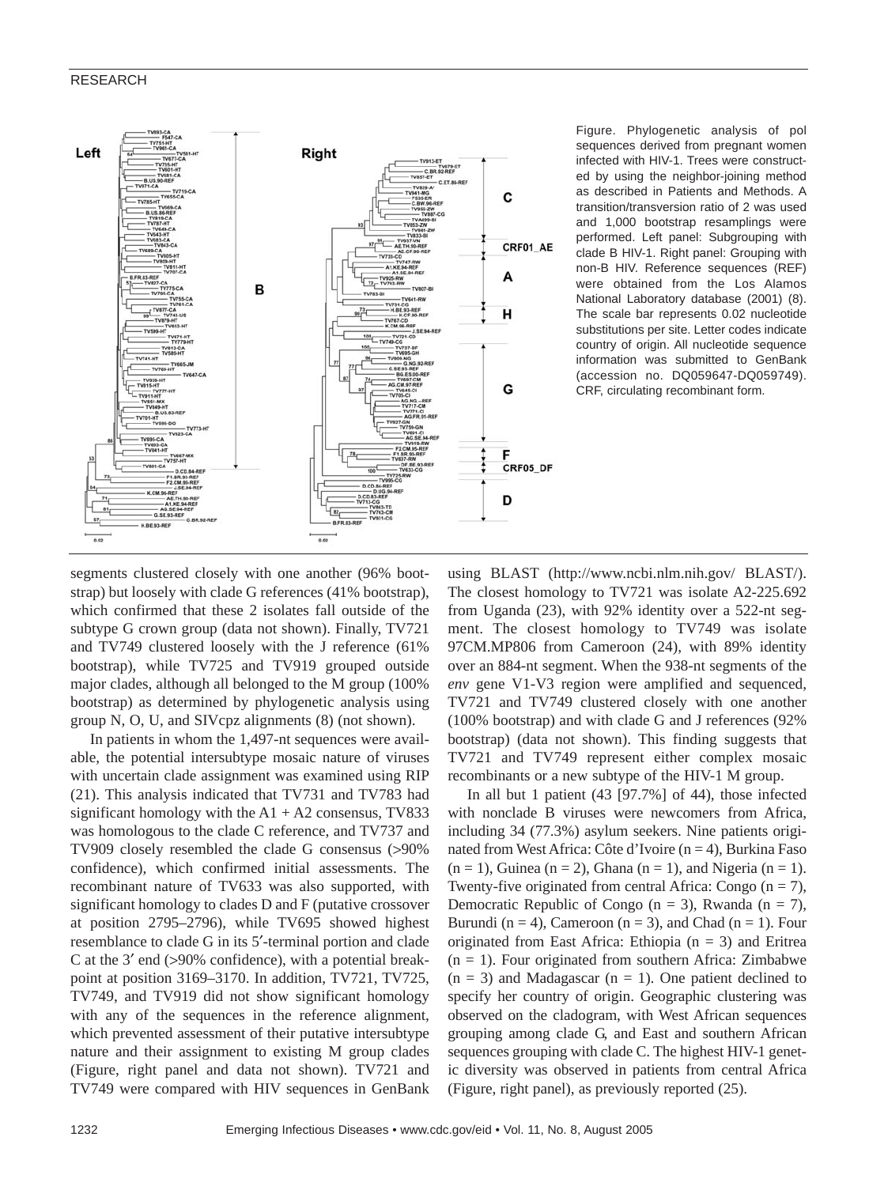Figure. Phylogenetic analysis of pol sequences derived from pregnant women infected with HIV-1. Trees were constructed by using the neighbor-joining method as described in Patients and Methods. A transition/transversion ratio of 2 was used and 1,000 bootstrap resamplings were performed. Left panel: Subgrouping with clade B HIV-1. Right panel: Grouping with non-B HIV. Reference sequences (REF) were obtained from the Los Alamos National Laboratory database (2001) (8). The scale bar represents 0.02 nucleotide substitutions per site. Letter codes indicate country of origin. All nucleotide sequence information was submitted to GenBank (accession no. DQ059647-DQ059749). CRF, circulating recombinant form.

segments clustered closely with one another (96% bootstrap) but loosely with clade G references (41% bootstrap), which confirmed that these 2 isolates fall outside of the subtype G crown group (data not shown). Finally, TV721 and TV749 clustered loosely with the J reference (61% bootstrap), while TV725 and TV919 grouped outside major clades, although all belonged to the M group (100% bootstrap) as determined by phylogenetic analysis using group N, O, U, and SIVcpz alignments (8) (not shown).

In patients in whom the 1,497-nt sequences were available, the potential intersubtype mosaic nature of viruses with uncertain clade assignment was examined using RIP (21). This analysis indicated that TV731 and TV783 had significant homology with the A1 + A2 consensus, TV833 was homologous to the clade C reference, and TV737 and TV909 closely resembled the clade G consensus (>90% confidence), which confirmed initial assessments. The recombinant nature of TV633 was also supported, with significant homology to clades D and F (putative crossover at position 2795–2796), while TV695 showed highest resemblance to clade G in its 5′-terminal portion and clade C at the 3′ end (>90% confidence), with a potential breakpoint at position 3169–3170. In addition, TV721, TV725, TV749, and TV919 did not show significant homology with any of the sequences in the reference alignment, which prevented assessment of their putative intersubtype nature and their assignment to existing M group clades (Figure, right panel and data not shown). TV721 and TV749 were compared with HIV sequences in GenBank using BLAST (http://www.ncbi.nlm.nih.gov/ BLAST/). The closest homology to TV721 was isolate A2-225.692 from Uganda (23), with 92% identity over a 522-nt segment. The closest homology to TV749 was isolate 97CM.MP806 from Cameroon (24), with 89% identity over an 884-nt segment. When the 938-nt segments of the *env* gene V1-V3 region were amplified and sequenced, TV721 and TV749 clustered closely with one another (100% bootstrap) and with clade G and J references (92% bootstrap) (data not shown). This finding suggests that TV721 and TV749 represent either complex mosaic recombinants or a new subtype of the HIV-1 M group.

In all but 1 patient (43 [97.7%] of 44), those infected with nonclade B viruses were newcomers from Africa, including 34 (77.3%) asylum seekers. Nine patients originated from West Africa: Côte d'Ivoire (n = 4), Burkina Faso (n = 1), Guinea (n = 2), Ghana (n = 1), and Nigeria (n = 1). Twenty-five originated from central Africa: Congo (n = 7), Democratic Republic of Congo (n = 3), Rwanda (n = 7), Burundi (n = 4), Cameroon (n = 3), and Chad (n = 1). Four originated from East Africa: Ethiopia (n = 3) and Eritrea (n = 1). Four originated from southern Africa: Zimbabwe (n = 3) and Madagascar (n = 1). One patient declined to specify her country of origin. Geographic clustering was observed on the cladogram, with West African sequences grouping among clade G, and East and southern African sequences grouping with clade C. The highest HIV-1 genetic diversity was observed in patients from central Africa (Figure, right panel), as previously reported (25).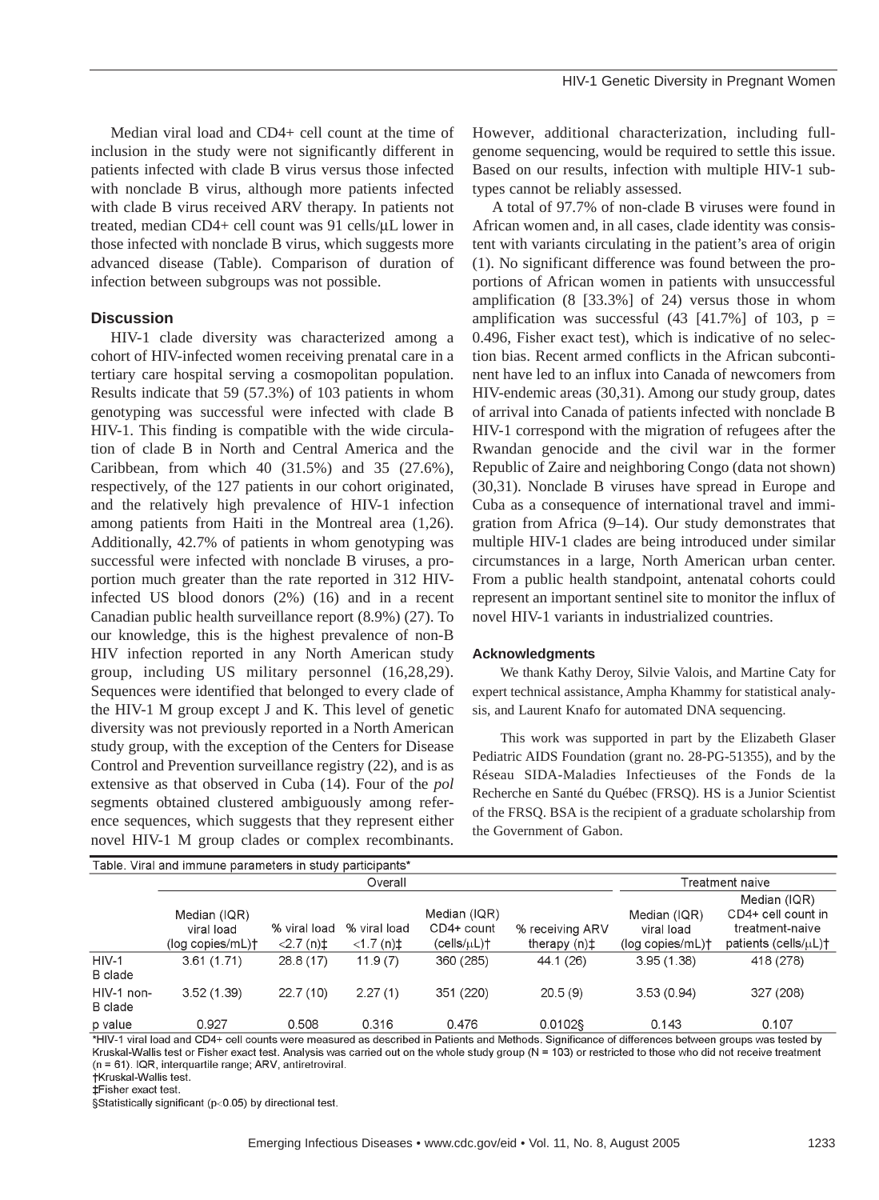Median viral load and CD4+ cell count at the time of inclusion in the study were not significantly different in patients infected with clade B virus versus those infected with nonclade B virus, although more patients infected with clade B virus received ARV therapy. In patients not treated, median CD4+ cell count was 91 cells/μL lower in those infected with nonclade B virus, which suggests more advanced disease (Table). Comparison of duration of infection between subgroups was not possible.

## Discussion

HIV-1 clade diversity was characterized among a cohort of HIV-infected women receiving prenatal care in a tertiary care hospital serving a cosmopolitan population. Results indicate that 59 (57.3%) of 103 patients in whom genotyping was successful were infected with clade B HIV-1. This finding is compatible with the wide circulation of clade B in North and Central America and the Caribbean, from which 40 (31.5%) and 35 (27.6%), respectively, of the 127 patients in our cohort originated, and the relatively high prevalence of HIV-1 infection among patients from Haiti in the Montreal area (1,26). Additionally, 42.7% of patients in whom genotyping was successful were infected with nonclade B viruses, a proportion much greater than the rate reported in 312 HIV-infected US blood donors (2%) (16) and in a recent Canadian public health surveillance report (8.9%) (27). To our knowledge, this is the highest prevalence of non-B HIV infection reported in any North American study group, including US military personnel (16,28,29). Sequences were identified that belonged to every clade of the HIV-1 M group except J and K. This level of genetic diversity was not previously reported in a North American study group, with the exception of the Centers for Disease Control and Prevention surveillance registry (22), and is as extensive as that observed in Cuba (14). Four of the *pol* segments obtained clustered ambiguously among reference sequences, which suggests that they represent either novel HIV-1 M group clades or complex recombinants. However, additional characterization, including full-genome sequencing, would be required to settle this issue. Based on our results, infection with multiple HIV-1 subtypes cannot be reliably assessed.

A total of 97.7% of non-clade B viruses were found in African women and, in all cases, clade identity was consistent with variants circulating in the patient's area of origin (1). No significant difference was found between the proportions of African women in patients with unsuccessful amplification (8 [33.3%] of 24) versus those in whom amplification was successful (43 [41.7%] of 103, $p = 0.496$, Fisher exact test), which is indicative of no selection bias. Recent armed conflicts in the African subcontinent have led to an influx into Canada of newcomers from HIV-endemic areas (30,31). Among our study group, dates of arrival into Canada of patients infected with nonclade B HIV-1 correspond with the migration of refugees after the Rwandan genocide and the civil war in the former Republic of Zaire and neighboring Congo (data not shown) (30,31). Nonclade B viruses have spread in Europe and Cuba as a consequence of international travel and immigration from Africa (9–14). Our study demonstrates that multiple HIV-1 clades are being introduced under similar circumstances in a large, North American urban center. From a public health standpoint, antenatal cohorts could represent an important sentinel site to monitor the influx of novel HIV-1 variants in industrialized countries.

### Acknowledgments

We thank Kathy Deroy, Silvie Valois, and Martine Caty for expert technical assistance, Ampha Khammy for statistical analysis, and Laurent Knafo for automated DNA sequencing.

This work was supported in part by the Elizabeth Glaser Pediatric AIDS Foundation (grant no. 28-PG-51355), and by the Réseau SIDA-Maladies Infectieuses of the Fonds de la Recherche en Santé du Québec (FRSQ). HS is a Junior Scientist of the FRSQ. BSA is the recipient of a graduate scholarship from the Government of Gabon.

Table. Viral and immune parameters in study participants*

| | Overall | | | | | Treatment naive | |
|---|---|---|---|---|---|---|---|
| | Median (IQR) viral load (log copies/mL)† | % viral load <2.7 (n)‡ | % viral load <1.7 (n)‡ | Median (IQR) CD4+ count (cells/μL)† | % receiving ARV therapy (n)‡ | Median (IQR) viral load (log copies/mL)† | Median (IQR) CD4+ cell count in treatment-naive patients (cells/μL)† |
| HIV-1 B clade | 3.61 (1.71) | 28.8 (17) | 11.9 (7) | 360 (285) | 44.1 (26) | 3.95 (1.38) | 418 (278) |
| HIV-1 non-B clade | 3.52 (1.39) | 22.7 (10) | 2.27 (1) | 351 (220) | 20.5 (9) | 3.53 (0.94) | 327 (208) |
| p value | 0.927 | 0.508 | 0.316 | 0.476 | 0.0102§ | 0.143 | 0.107 |

*HIV-1 viral load and CD4+ cell counts were measured as described in Patients and Methods. Significance of differences between groups was tested by Kruskal-Wallis test or Fisher exact test. Analysis was carried out on the whole study group (N = 103) or restricted to those who did not receive treatment (n = 61). IQR, interquartile range; ARV, antiretroviral.
†Kruskal-Wallis test.
‡Fisher exact test.
§Statistically significant ($p<0.05$) by directional test.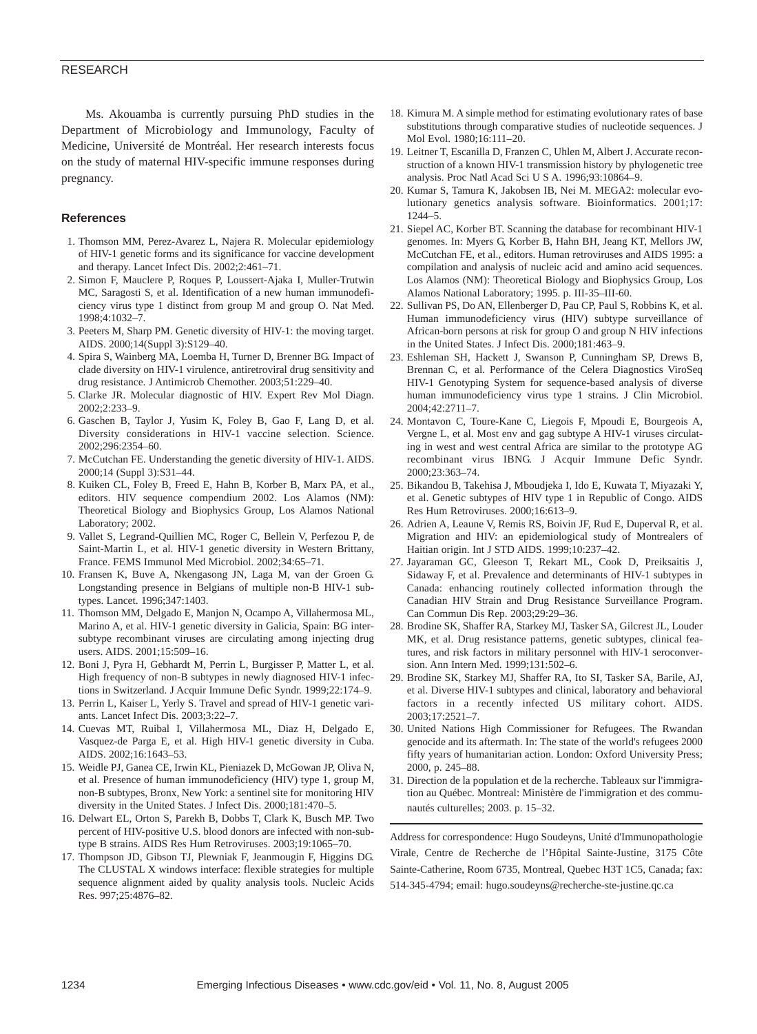Ms. Akouamba is currently pursuing PhD studies in the Department of Microbiology and Immunology, Faculty of Medicine, Université de Montréal. Her research interests focus on the study of maternal HIV-specific immune responses during pregnancy.

## References

1. Thomson MM, Perez-Avarez L, Najera R. Molecular epidemiology of HIV-1 genetic forms and its significance for vaccine development and therapy. Lancet Infect Dis. 2002;2:461–71.
2. Simon F, Mauclere P, Roques P, Loussert-Ajaka I, Muller-Trutwin MC, Saragosti S, et al. Identification of a new human immunodeficiency virus type 1 distinct from group M and group O. Nat Med. 1998;4:1032–7.
3. Peeters M, Sharp PM. Genetic diversity of HIV-1: the moving target. AIDS. 2000;14(Suppl 3):S129–40.
4. Spira S, Wainberg MA, Loemba H, Turner D, Brenner BG. Impact of clade diversity on HIV-1 virulence, antiretroviral drug sensitivity and drug resistance. J Antimicrob Chemother. 2003;51:229–40.
5. Clarke JR. Molecular diagnostic of HIV. Expert Rev Mol Diagn. 2002;2:233–9.
6. Gaschen B, Taylor J, Yusim K, Foley B, Gao F, Lang D, et al. Diversity considerations in HIV-1 vaccine selection. Science. 2002;296:2354–60.
7. McCutchan FE. Understanding the genetic diversity of HIV-1. AIDS. 2000;14 (Suppl 3):S31–44.
8. Kuiken CL, Foley B, Freed E, Hahn B, Korber B, Marx PA, et al., editors. HIV sequence compendium 2002. Los Alamos (NM): Theoretical Biology and Biophysics Group, Los Alamos National Laboratory; 2002.
9. Vallet S, Legrand-Quillien MC, Roger C, Bellein V, Perfezou P, de Saint-Martin L, et al. HIV-1 genetic diversity in Western Brittany, France. FEMS Immunol Med Microbiol. 2002;34:65–71.
10. Fransen K, Buve A, Nkengasong JN, Laga M, van der Groen G. Longstanding presence in Belgians of multiple non-B HIV-1 subtypes. Lancet. 1996;347:1403.
11. Thomson MM, Delgado E, Manjon N, Ocampo A, Villahermosa ML, Marino A, et al. HIV-1 genetic diversity in Galicia, Spain: BG intersubtype recombinant viruses are circulating among injecting drug users. AIDS. 2001;15:509–16.
12. Boni J, Pyra H, Gebhardt M, Perrin L, Burgisser P, Matter L, et al. High frequency of non-B subtypes in newly diagnosed HIV-1 infections in Switzerland. J Acquir Immune Defic Syndr. 1999;22:174–9.
13. Perrin L, Kaiser L, Yerly S. Travel and spread of HIV-1 genetic variants. Lancet Infect Dis. 2003;3:22–7.
14. Cuevas MT, Ruibal I, Villahermosa ML, Diaz H, Delgado E, Vasquez-de Parga E, et al. High HIV-1 genetic diversity in Cuba. AIDS. 2002;16:1643–53.
15. Weidle PJ, Ganea CE, Irwin KL, Pieniazek D, McGowan JP, Oliva N, et al. Presence of human immunodeficiency virus (HIV) type 1, group M, non-B subtypes, Bronx, New York: a sentinel site for monitoring HIV diversity in the United States. J Infect Dis. 2000;181:470–5.
16. Delwart EL, Orton S, Parekh B, Dobbs T, Clark K, Busch MP. Two percent of HIV-positive U.S. blood donors are infected with non-subtype B strains. AIDS Res Hum Retroviruses. 2003;19:1065–70.
17. Thompson JD, Gibson TJ, Plewniak F, Jeanmougin F, Higgins DG. The CLUSTAL X windows interface: flexible strategies for multiple sequence alignment aided by quality analysis tools. Nucleic Acids Res. 997;25:4876–82.
18. Kimura M. A simple method for estimating evolutionary rates of base substitutions through comparative studies of nucleotide sequences. J Mol Evol. 1980;16:111–20.
19. Leitner T, Escanilla D, Franzen C, Uhlen M, Albert J. Accurate reconstruction of a known HIV-1 transmission history by phylogenetic tree analysis. Proc Natl Acad Sci U S A. 1996;93:10864–9.
20. Kumar S, Tamura K, Jakobsen IB, Nei M. MEGA2: molecular evolutionary genetics analysis software. Bioinformatics. 2001;17:1244–5.
21. Siepel AC, Korber BT. Scanning the database for recombinant HIV-1 genomes. In: Myers G, Korber B, Hahn BH, Jeang KT, Mellors JW, McCutchan FE, et al., editors. Human retroviruses and AIDS 1995: a compilation and analysis of nucleic acid and amino acid sequences. Los Alamos (NM): Theoretical Biology and Biophysics Group, Los Alamos National Laboratory; 1995. p. III-35–III-60.
22. Sullivan PS, Do AN, Ellenberger D, Pau CP, Paul S, Robbins K, et al. Human immunodeficiency virus (HIV) subtype surveillance of African-born persons at risk for group O and group N HIV infections in the United States. J Infect Dis. 2000;181:463–9.
23. Eshleman SH, Hackett J, Swanson P, Cunningham SP, Drews B, Brennan C, et al. Performance of the Celera Diagnostics ViroSeq HIV-1 Genotyping System for sequence-based analysis of diverse human immunodeficiency virus type 1 strains. J Clin Microbiol. 2004;42:2711–7.
24. Montavon C, Toure-Kane C, Liegois F, Mpoudi E, Bourgeois A, Vergne L, et al. Most env and gag subtype A HIV-1 viruses circulating in west and west central Africa are similar to the prototype AG recombinant virus IBNG. J Acquir Immune Defic Syndr. 2000;23:363–74.
25. Bikandou B, Takehisa J, Mboudjeka I, Ido E, Kuwata T, Miyazaki Y, et al. Genetic subtypes of HIV type 1 in Republic of Congo. AIDS Res Hum Retroviruses. 2000;16:613–9.
26. Adrien A, Leaune V, Remis RS, Boivin JF, Rud E, Duperval R, et al. Migration and HIV: an epidemiological study of Montrealers of Haitian origin. Int J STD AIDS. 1999;10:237–42.
27. Jayaraman GC, Gleeson T, Rekart ML, Cook D, Preiksaitis J, Sidaway F, et al. Prevalence and determinants of HIV-1 subtypes in Canada: enhancing routinely collected information through the Canadian HIV Strain and Drug Resistance Surveillance Program. Can Commun Dis Rep. 2003;29:29–36.
28. Brodine SK, Shaffer RA, Starkey MJ, Tasker SA, Gilcrest JL, Louder MK, et al. Drug resistance patterns, genetic subtypes, clinical features, and risk factors in military personnel with HIV-1 seroconversion. Ann Intern Med. 1999;131:502–6.
29. Brodine SK, Starkey MJ, Shaffer RA, Ito SI, Tasker SA, Barile, AJ, et al. Diverse HIV-1 subtypes and clinical, laboratory and behavioral factors in a recently infected US military cohort. AIDS. 2003;17:2521–7.
30. United Nations High Commissioner for Refugees. The Rwandan genocide and its aftermath. In: The state of the world's refugees 2000 fifty years of humanitarian action. London: Oxford University Press; 2000, p. 245–88.
31. Direction de la population et de la recherche. Tableaux sur l'immigration au Québec. Montreal: Ministère de l'immigration et des communautés culturelles; 2003. p. 15–32.

Address for correspondence: Hugo Soudeyns, Unité d'Immunopathologie Virale, Centre de Recherche de l'Hôpital Sainte-Justine, 3175 Côte Sainte-Catherine, Room 6735, Montreal, Quebec H3T 1C5, Canada; fax: 514-345-4794; email: hugo.soudeyns@recherche-ste-justine.qc.ca